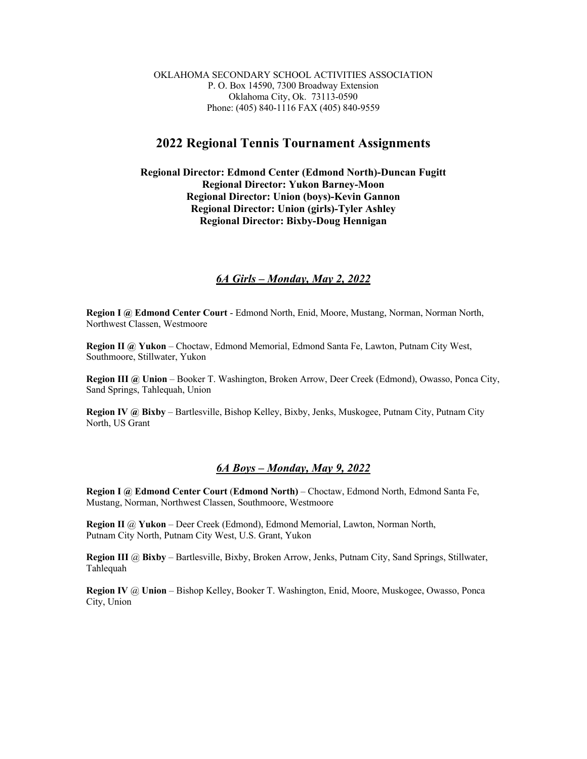OKLAHOMA SECONDARY SCHOOL ACTIVITIES ASSOCIATION
P. O. Box 14590, 7300 Broadway Extension
Oklahoma City, Ok. 73113-0590
Phone: (405) 840-1116 FAX (405) 840-9559

# 2022 Regional Tennis Tournament Assignments

**Regional Director: Edmond Center (Edmond North)-Duncan Fugitt**
**Regional Director: Yukon Barney-Moon**
**Regional Director: Union (boys)-Kevin Gannon**
**Regional Director: Union (girls)-Tyler Ashley**
**Regional Director: Bixby-Doug Hennigan**

## *6A Girls – Monday, May 2, 2022*

**Region I @ Edmond Center Court** - Edmond North, Enid, Moore, Mustang, Norman, Norman North, Northwest Classen, Westmoore

**Region II @ Yukon** – Choctaw, Edmond Memorial, Edmond Santa Fe, Lawton, Putnam City West, Southmoore, Stillwater, Yukon

**Region III @ Union** – Booker T. Washington, Broken Arrow, Deer Creek (Edmond), Owasso, Ponca City, Sand Springs, Tahlequah, Union

**Region IV @ Bixby** – Bartlesville, Bishop Kelley, Bixby, Jenks, Muskogee, Putnam City, Putnam City North, US Grant

## *6A Boys – Monday, May 9, 2022*

**Region I @ Edmond Center Court** (**Edmond North)** – Choctaw, Edmond North, Edmond Santa Fe, Mustang, Norman, Northwest Classen, Southmoore, Westmoore

**Region II** @ **Yukon** – Deer Creek (Edmond), Edmond Memorial, Lawton, Norman North, Putnam City North, Putnam City West, U.S. Grant, Yukon

**Region III** @ **Bixby** – Bartlesville, Bixby, Broken Arrow, Jenks, Putnam City, Sand Springs, Stillwater, Tahlequah

**Region IV** @ **Union** – Bishop Kelley, Booker T. Washington, Enid, Moore, Muskogee, Owasso, Ponca City, Union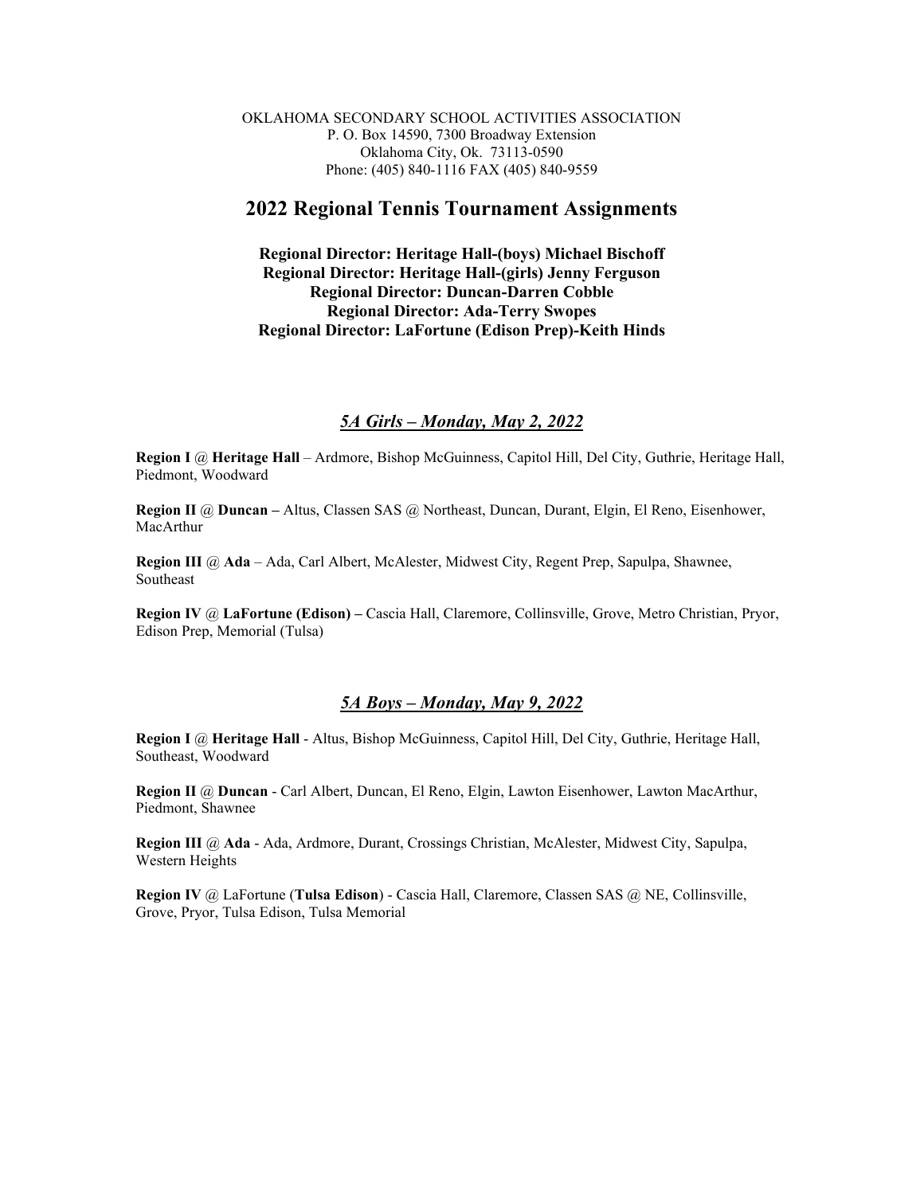OKLAHOMA SECONDARY SCHOOL ACTIVITIES ASSOCIATION
P. O. Box 14590, 7300 Broadway Extension
Oklahoma City, Ok. 73113-0590
Phone: (405) 840-1116 FAX (405) 840-9559

# 2022 Regional Tennis Tournament Assignments

**Regional Director: Heritage Hall-(boys) Michael Bischoff**
**Regional Director: Heritage Hall-(girls) Jenny Ferguson**
**Regional Director: Duncan-Darren Cobble**
**Regional Director: Ada-Terry Swopes**
**Regional Director: LaFortune (Edison Prep)-Keith Hinds**

## *5A Girls – Monday, May 2, 2022*

**Region I** @ **Heritage Hall** – Ardmore, Bishop McGuinness, Capitol Hill, Del City, Guthrie, Heritage Hall, Piedmont, Woodward

**Region II** @ **Duncan –** Altus, Classen SAS @ Northeast, Duncan, Durant, Elgin, El Reno, Eisenhower, MacArthur

**Region III** @ **Ada** – Ada, Carl Albert, McAlester, Midwest City, Regent Prep, Sapulpa, Shawnee, Southeast

**Region IV** @ **LaFortune (Edison) –** Cascia Hall, Claremore, Collinsville, Grove, Metro Christian, Pryor, Edison Prep, Memorial (Tulsa)

## *5A Boys – Monday, May 9, 2022*

**Region I** @ **Heritage Hall** - Altus, Bishop McGuinness, Capitol Hill, Del City, Guthrie, Heritage Hall, Southeast, Woodward

**Region II** @ **Duncan** - Carl Albert, Duncan, El Reno, Elgin, Lawton Eisenhower, Lawton MacArthur, Piedmont, Shawnee

**Region III** @ **Ada** - Ada, Ardmore, Durant, Crossings Christian, McAlester, Midwest City, Sapulpa, Western Heights

**Region IV** @ LaFortune (**Tulsa Edison**) - Cascia Hall, Claremore, Classen SAS @ NE, Collinsville, Grove, Pryor, Tulsa Edison, Tulsa Memorial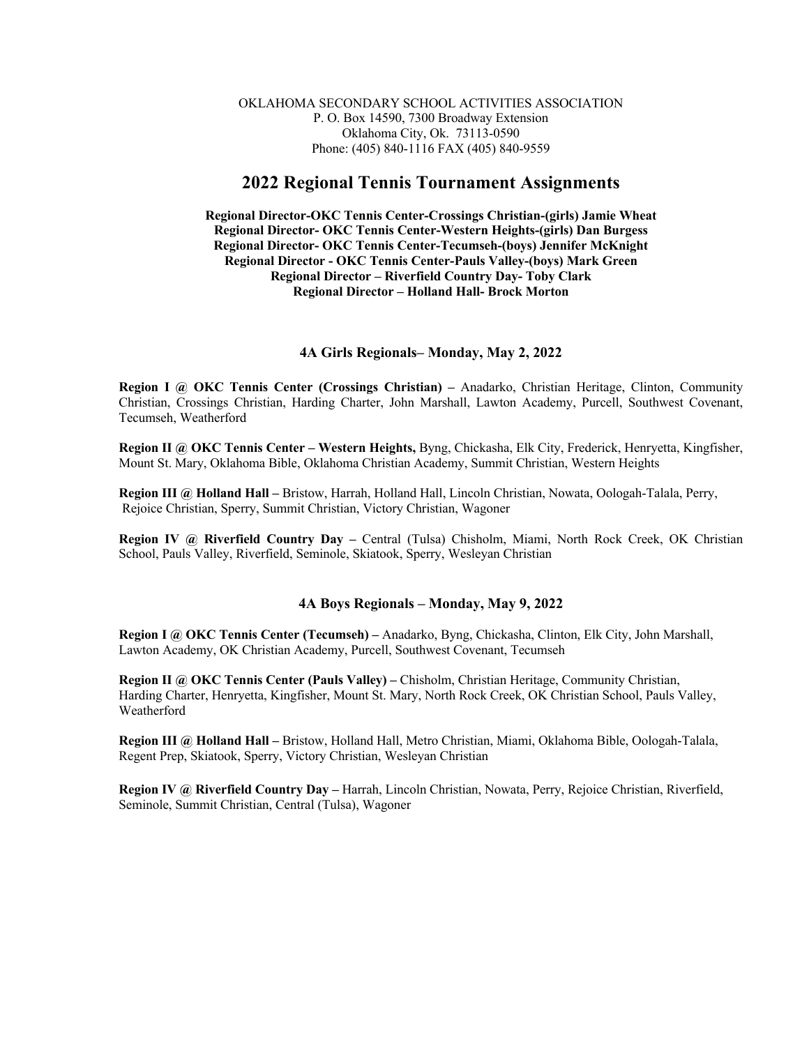OKLAHOMA SECONDARY SCHOOL ACTIVITIES ASSOCIATION
P. O. Box 14590, 7300 Broadway Extension
Oklahoma City, Ok. 73113-0590
Phone: (405) 840-1116 FAX (405) 840-9559

# 2022 Regional Tennis Tournament Assignments

**Regional Director-OKC Tennis Center-Crossings Christian-(girls) Jamie Wheat**
**Regional Director- OKC Tennis Center-Western Heights-(girls) Dan Burgess**
**Regional Director- OKC Tennis Center-Tecumseh-(boys) Jennifer McKnight**
**Regional Director - OKC Tennis Center-Pauls Valley-(boys) Mark Green**
**Regional Director – Riverfield Country Day- Toby Clark**
**Regional Director – Holland Hall- Brock Morton**

### 4A Girls Regionals– Monday, May 2, 2022

**Region I @ OKC Tennis Center (Crossings Christian) –** Anadarko, Christian Heritage, Clinton, Community Christian, Crossings Christian, Harding Charter, John Marshall, Lawton Academy, Purcell, Southwest Covenant, Tecumseh, Weatherford

**Region II @ OKC Tennis Center – Western Heights,** Byng, Chickasha, Elk City, Frederick, Henryetta, Kingfisher, Mount St. Mary, Oklahoma Bible, Oklahoma Christian Academy, Summit Christian, Western Heights

**Region III @ Holland Hall –** Bristow, Harrah, Holland Hall, Lincoln Christian, Nowata, Oologah-Talala, Perry, Rejoice Christian, Sperry, Summit Christian, Victory Christian, Wagoner

**Region IV @ Riverfield Country Day –** Central (Tulsa) Chisholm, Miami, North Rock Creek, OK Christian School, Pauls Valley, Riverfield, Seminole, Skiatook, Sperry, Wesleyan Christian

### 4A Boys Regionals – Monday, May 9, 2022

**Region I @ OKC Tennis Center (Tecumseh) –** Anadarko, Byng, Chickasha, Clinton, Elk City, John Marshall, Lawton Academy, OK Christian Academy, Purcell, Southwest Covenant, Tecumseh

**Region II @ OKC Tennis Center (Pauls Valley) –** Chisholm, Christian Heritage, Community Christian, Harding Charter, Henryetta, Kingfisher, Mount St. Mary, North Rock Creek, OK Christian School, Pauls Valley, Weatherford

**Region III @ Holland Hall –** Bristow, Holland Hall, Metro Christian, Miami, Oklahoma Bible, Oologah-Talala, Regent Prep, Skiatook, Sperry, Victory Christian, Wesleyan Christian

**Region IV @ Riverfield Country Day –** Harrah, Lincoln Christian, Nowata, Perry, Rejoice Christian, Riverfield, Seminole, Summit Christian, Central (Tulsa), Wagoner